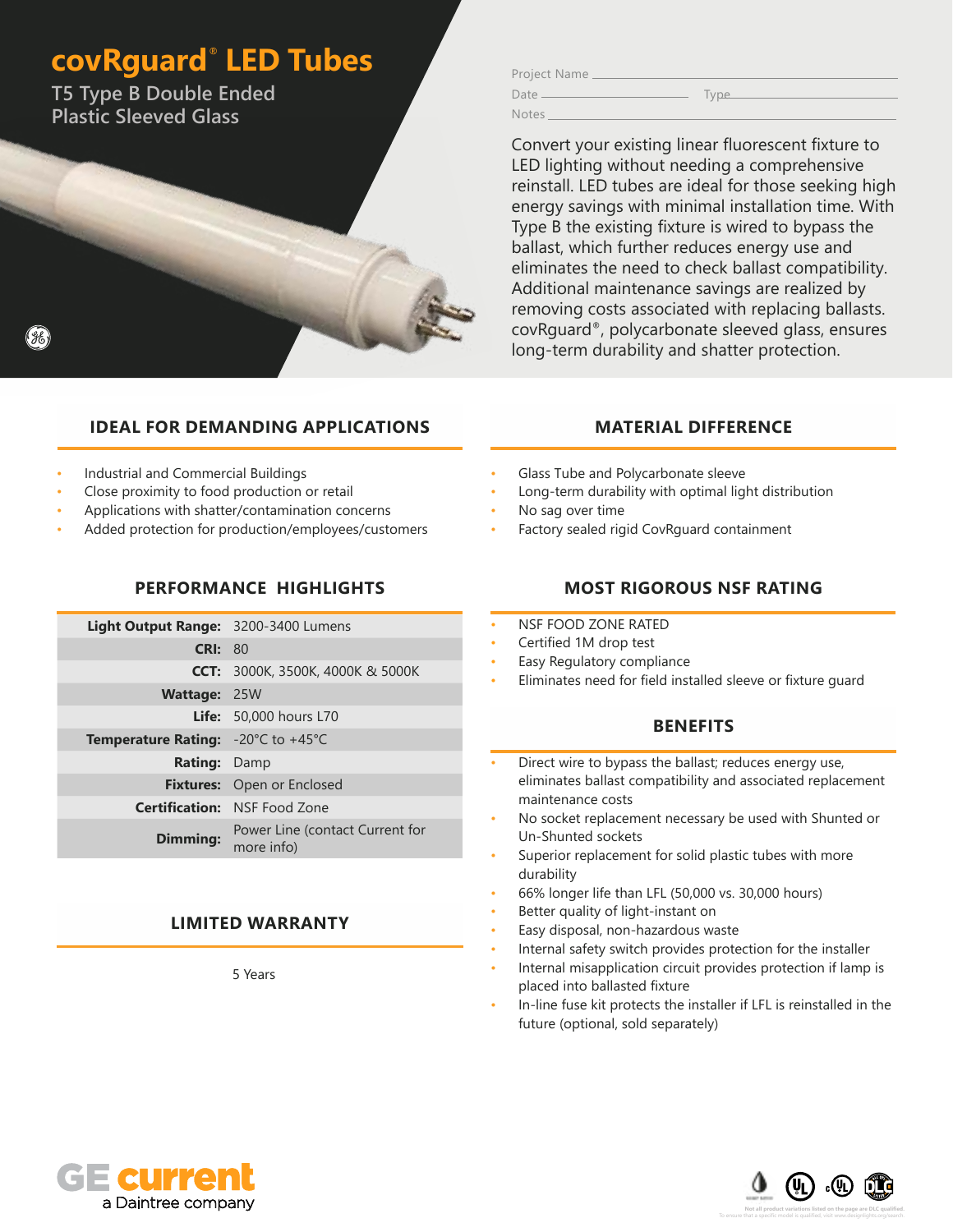# covRguard® LED Tubes

## T5 Type B Double Ended Plastic Sleeved Glass

Project Name ______________________

Date ____________ Type ____________

Notes ______________________

Convert your existing linear fluorescent fixture to LED lighting without needing a comprehensive reinstall. LED tubes are ideal for those seeking high energy savings with minimal installation time. With Type B the existing fixture is wired to bypass the ballast, which further reduces energy use and eliminates the need to check ballast compatibility. Additional maintenance savings are realized by removing costs associated with replacing ballasts. covRguard®, polycarbonate sleeved glass, ensures long-term durability and shatter protection.

## IDEAL FOR DEMANDING APPLICATIONS

- Industrial and Commercial Buildings
- Close proximity to food production or retail
- Applications with shatter/contamination concerns
- Added protection for production/employees/customers

## MATERIAL DIFFERENCE

- Glass Tube and Polycarbonate sleeve
- Long-term durability with optimal light distribution
- No sag over time
- Factory sealed rigid CovRguard containment

## PERFORMANCE HIGHLIGHTS

| | |
|---|---|
| **Light Output Range:** | 3200-3400 Lumens |
| **CRI:** | 80 |
| **CCT:** | 3000K, 3500K, 4000K & 5000K |
| **Wattage:** | 25W |
| **Life:** | 50,000 hours L70 |
| **Temperature Rating:** | -20°C to +45°C |
| **Rating:** | Damp |
| **Fixtures:** | Open or Enclosed |
| **Certification:** | NSF Food Zone |
| **Dimming:** | Power Line (contact Current for more info) |

## MOST RIGOROUS NSF RATING

- NSF FOOD ZONE RATED
- Certified 1M drop test
- Easy Regulatory compliance
- Eliminates need for field installed sleeve or fixture guard

## BENEFITS

- Direct wire to bypass the ballast; reduces energy use, eliminates ballast compatibility and associated replacement maintenance costs
- No socket replacement necessary be used with Shunted or Un-Shunted sockets
- Superior replacement for solid plastic tubes with more durability
- 66% longer life than LFL (50,000 vs. 30,000 hours)
- Better quality of light-instant on
- Easy disposal, non-hazardous waste
- Internal safety switch provides protection for the installer
- Internal misapplication circuit provides protection if lamp is placed into ballasted fixture
- In-line fuse kit protects the installer if LFL is reinstalled in the future (optional, sold separately)

## LIMITED WARRANTY

5 Years

GE current
a Daintree company

Not all product variations listed on this page are DLC qualified. To ensure that a specific model is qualified, visit www.designlights.org/search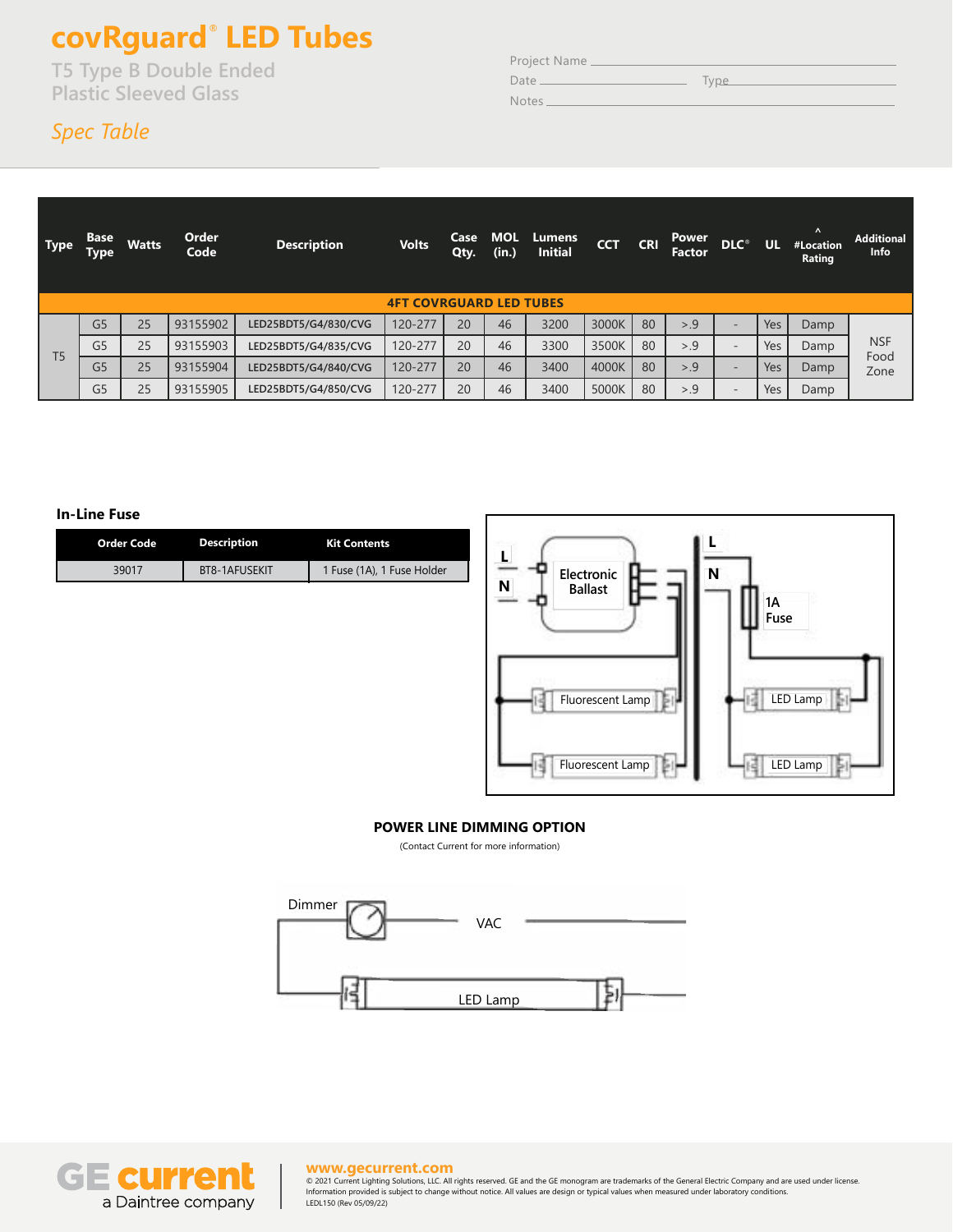# covRguard® LED Tubes

T5 Type B Double Ended
Plastic Sleeved Glass

*Spec Table*

Project Name ______
Date ______ Type ______
Notes ______

| Type | Base Type | Watts | Order Code | Description | Volts | Case Qty. | MOL (in.) | Lumens Initial | CCT | CRI | Power Factor | DLC® | UL | ^ #Location Rating | Additional Info |
|---|---|---|---|---|---|---|---|---|---|---|---|---|---|---|---|
| **4FT COVRGUARD LED TUBES** | | | | | | | | | | | | | | | |
| T5 | G5 | 25 | 93155902 | LED25BDT5/G4/830/CVG | 120-277 | 20 | 46 | 3200 | 3000K | 80 | >.9 | - | Yes | Damp | NSF Food Zone |
| | G5 | 25 | 93155903 | LED25BDT5/G4/835/CVG | 120-277 | 20 | 46 | 3300 | 3500K | 80 | >.9 | - | Yes | Damp | |
| | G5 | 25 | 93155904 | LED25BDT5/G4/840/CVG | 120-277 | 20 | 46 | 3400 | 4000K | 80 | >.9 | - | Yes | Damp | |
| | G5 | 25 | 93155905 | LED25BDT5/G4/850/CVG | 120-277 | 20 | 46 | 3400 | 5000K | 80 | >.9 | - | Yes | Damp | |

## In-Line Fuse

| Order Code | Description | Kit Contents |
|---|---|---|
| 39017 | BT8-1AFUSEKIT | 1 Fuse (1A), 1 Fuse Holder |

L
N
Electronic Ballast
Fluorescent Lamp
Fluorescent Lamp
L
N
1A Fuse
LED Lamp
LED Lamp

## POWER LINE DIMMING OPTION

(Contact Current for more information)

Dimmer
VAC
LED Lamp

www.gecurrent.com
© 2021 Current Lighting Solutions, LLC. All rights reserved. GE and the GE monogram are trademarks of the General Electric Company and are used under license. Information provided is subject to change without notice. All values are design or typical values when measured under laboratory conditions.
LEDL150 (Rev 05/09/22)